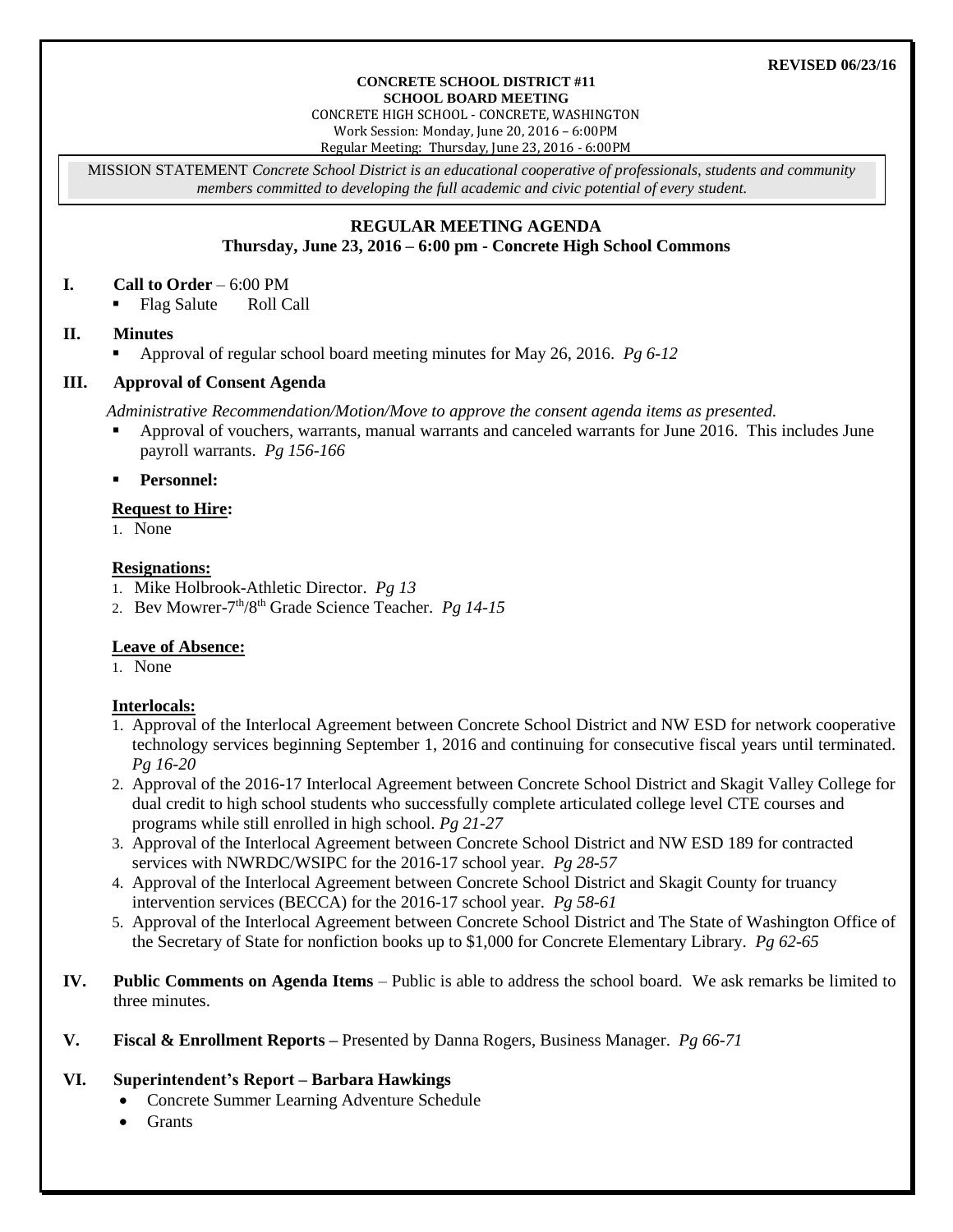**REVISED 06/23/16**

**CONCRETE SCHOOL DISTRICT #11**
**SCHOOL BOARD MEETING**
CONCRETE HIGH SCHOOL - CONCRETE, WASHINGTON
Work Session: Monday, June 20, 2016 – 6:00PM
Regular Meeting: Thursday, June 23, 2016 - 6:00PM

MISSION STATEMENT *Concrete School District is an educational cooperative of professionals, students and community members committed to developing the full academic and civic potential of every student.*

## REGULAR MEETING AGENDA
### Thursday, June 23, 2016 – 6:00 pm - Concrete High School Commons

**I. Call to Order** – 6:00 PM

- Flag Salute  Roll Call

**II. Minutes**

- Approval of regular school board meeting minutes for May 26, 2016. *Pg 6-12*

**III. Approval of Consent Agenda**

*Administrative Recommendation/Motion/Move to approve the consent agenda items as presented.*

- Approval of vouchers, warrants, manual warrants and canceled warrants for June 2016. This includes June payroll warrants. *Pg 156-166*
- **Personnel:**

**Request to Hire:**

1. None

**Resignations:**

1. Mike Holbrook-Athletic Director. *Pg 13*
2. Bev Mowrer-7th/8th Grade Science Teacher. *Pg 14-15*

**Leave of Absence:**

1. None

**Interlocals:**

1. Approval of the Interlocal Agreement between Concrete School District and NW ESD for network cooperative technology services beginning September 1, 2016 and continuing for consecutive fiscal years until terminated. *Pg 16-20*
2. Approval of the 2016-17 Interlocal Agreement between Concrete School District and Skagit Valley College for dual credit to high school students who successfully complete articulated college level CTE courses and programs while still enrolled in high school. *Pg 21-27*
3. Approval of the Interlocal Agreement between Concrete School District and NW ESD 189 for contracted services with NWRDC/WSIPC for the 2016-17 school year. *Pg 28-57*
4. Approval of the Interlocal Agreement between Concrete School District and Skagit County for truancy intervention services (BECCA) for the 2016-17 school year. *Pg 58-61*
5. Approval of the Interlocal Agreement between Concrete School District and The State of Washington Office of the Secretary of State for nonfiction books up to $1,000 for Concrete Elementary Library. *Pg 62-65*

**IV. Public Comments on Agenda Items** – Public is able to address the school board. We ask remarks be limited to three minutes.

**V. Fiscal & Enrollment Reports –** Presented by Danna Rogers, Business Manager. *Pg 66-71*

**VI. Superintendent's Report – Barbara Hawkings**

- Concrete Summer Learning Adventure Schedule
- Grants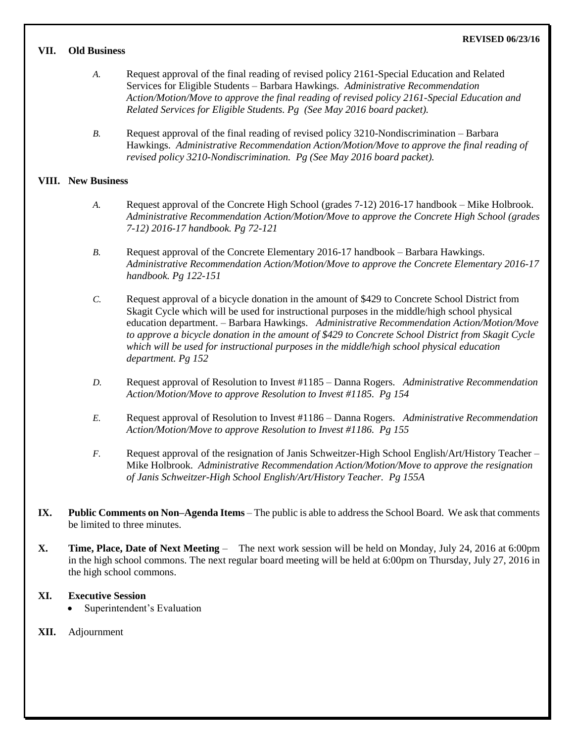**REVISED 06/23/16**

## VII. Old Business

*A.* Request approval of the final reading of revised policy 2161-Special Education and Related Services for Eligible Students – Barbara Hawkings. *Administrative Recommendation Action/Motion/Move to approve the final reading of revised policy 2161-Special Education and Related Services for Eligible Students. Pg (See May 2016 board packet).*

*B.* Request approval of the final reading of revised policy 3210-Nondiscrimination – Barbara Hawkings. *Administrative Recommendation Action/Motion/Move to approve the final reading of revised policy 3210-Nondiscrimination. Pg (See May 2016 board packet).*

## VIII. New Business

*A.* Request approval of the Concrete High School (grades 7-12) 2016-17 handbook – Mike Holbrook. *Administrative Recommendation Action/Motion/Move to approve the Concrete High School (grades 7-12) 2016-17 handbook. Pg 72-121*

*B.* Request approval of the Concrete Elementary 2016-17 handbook – Barbara Hawkings. *Administrative Recommendation Action/Motion/Move to approve the Concrete Elementary 2016-17 handbook. Pg 122-151*

*C.* Request approval of a bicycle donation in the amount of $429 to Concrete School District from Skagit Cycle which will be used for instructional purposes in the middle/high school physical education department. – Barbara Hawkings. *Administrative Recommendation Action/Motion/Move to approve a bicycle donation in the amount of $429 to Concrete School District from Skagit Cycle which will be used for instructional purposes in the middle/high school physical education department. Pg 152*

*D.* Request approval of Resolution to Invest #1185 – Danna Rogers. *Administrative Recommendation Action/Motion/Move to approve Resolution to Invest #1185. Pg 154*

*E.* Request approval of Resolution to Invest #1186 – Danna Rogers. *Administrative Recommendation Action/Motion/Move to approve Resolution to Invest #1186. Pg 155*

*F.* Request approval of the resignation of Janis Schweitzer-High School English/Art/History Teacher – Mike Holbrook. *Administrative Recommendation Action/Motion/Move to approve the resignation of Janis Schweitzer-High School English/Art/History Teacher. Pg 155A*

**IX. Public Comments on Non–Agenda Items** – The public is able to address the School Board. We ask that comments be limited to three minutes.

**X. Time, Place, Date of Next Meeting** – The next work session will be held on Monday, July 24, 2016 at 6:00pm in the high school commons. The next regular board meeting will be held at 6:00pm on Thursday, July 27, 2016 in the high school commons.

## XI. Executive Session

- Superintendent's Evaluation

**XII.** Adjournment